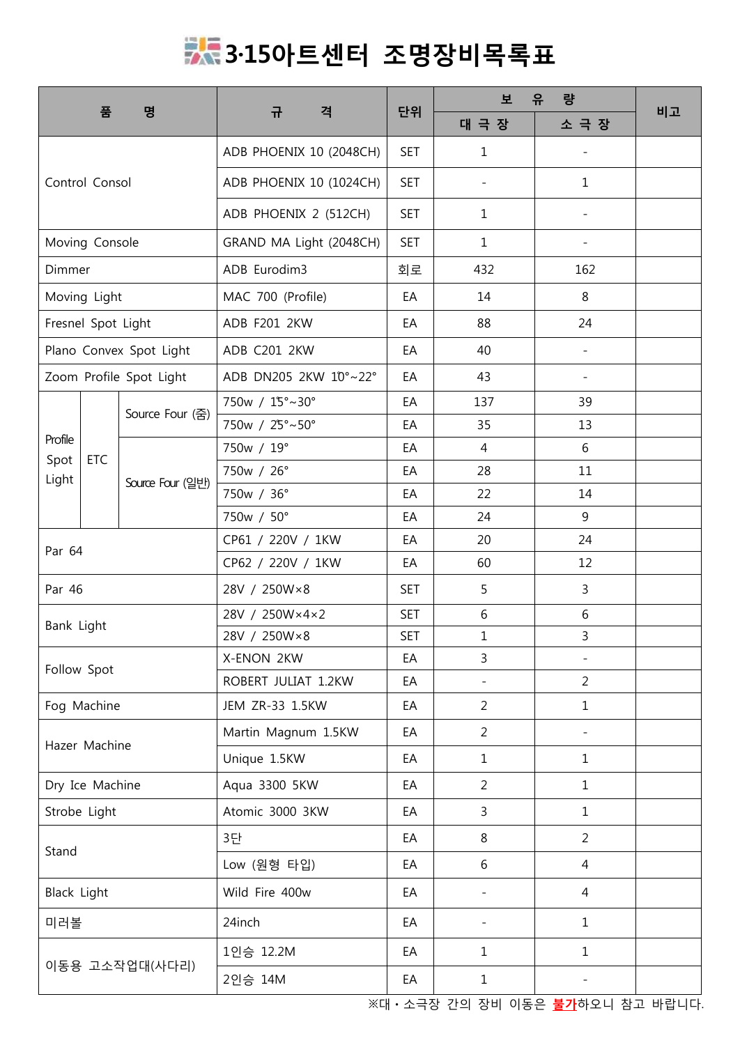# 3·15아트센터 조명장비목록표

| 품 명 | | | 규 격 | 단위 | 보 유 량 | | 비고 |
|---|---|---|---|---|---|---|---|
| | | | | | 대 극 장 | 소 극 장 | |
| Control Consol | | | ADB PHOENIX 10 (2048CH) | SET | 1 | - | |
| | | | ADB PHOENIX 10 (1024CH) | SET | - | 1 | |
| | | | ADB PHOENIX 2 (512CH) | SET | 1 | - | |
| Moving Console | | | GRAND MA Light (2048CH) | SET | 1 | - | |
| Dimmer | | | ADB Eurodim3 | 회로 | 432 | 162 | |
| Moving Light | | | MAC 700 (Profile) | EA | 14 | 8 | |
| Fresnel Spot Light | | | ADB F201 2KW | EA | 88 | 24 | |
| Plano Convex Spot Light | | | ADB C201 2KW | EA | 40 | - | |
| Zoom Profile Spot Light | | | ADB DN205 2KW 10°~22° | EA | 43 | - | |
| Profile Spot Light | ETC | Source Four (줌) | 750w / 15°~30° | EA | 137 | 39 | |
| | | | 750w / 25°~50° | EA | 35 | 13 | |
| | | Source Four (일반) | 750w / 19° | EA | 4 | 6 | |
| | | | 750w / 26° | EA | 28 | 11 | |
| | | | 750w / 36° | EA | 22 | 14 | |
| | | | 750w / 50° | EA | 24 | 9 | |
| Par 64 | | | CP61 / 220V / 1KW | EA | 20 | 24 | |
| | | | CP62 / 220V / 1KW | EA | 60 | 12 | |
| Par 46 | | | 28V / 250W×8 | SET | 5 | 3 | |
| Bank Light | | | 28V / 250W×4×2 | SET | 6 | 6 | |
| | | | 28V / 250W×8 | SET | 1 | 3 | |
| Follow Spot | | | X-ENON 2KW | EA | 3 | - | |
| | | | ROBERT JULIAT 1.2KW | EA | - | 2 | |
| Fog Machine | | | JEM ZR-33 1.5KW | EA | 2 | 1 | |
| Hazer Machine | | | Martin Magnum 1.5KW | EA | 2 | - | |
| | | | Unique 1.5KW | EA | 1 | 1 | |
| Dry Ice Machine | | | Aqua 3300 5KW | EA | 2 | 1 | |
| Strobe Light | | | Atomic 3000 3KW | EA | 3 | 1 | |
| Stand | | | 3단 | EA | 8 | 2 | |
| | | | Low (원형 타입) | EA | 6 | 4 | |
| Black Light | | | Wild Fire 400w | EA | - | 4 | |
| 미러볼 | | | 24inch | EA | - | 1 | |
| 이동용 고소작업대(사다리) | | | 1인승 12.2M | EA | 1 | 1 | |
| | | | 2인승 14M | EA | 1 | - | |

※대・소극장 간의 장비 이동은 **불가**하오니 참고 바랍니다.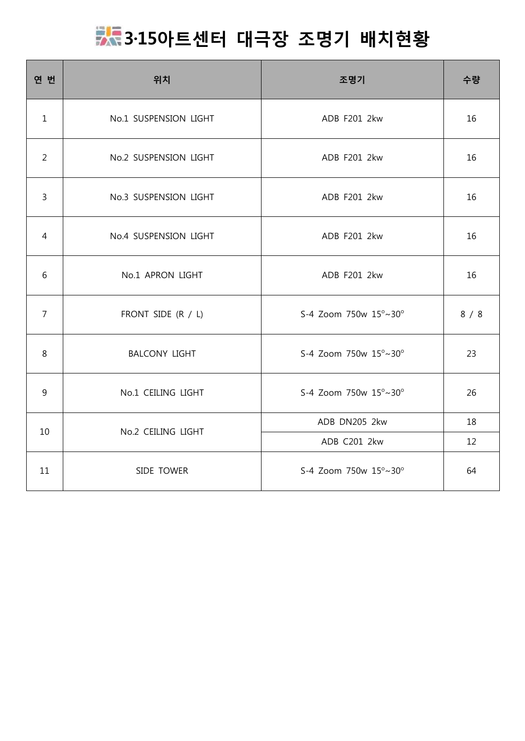# 3·15아트센터 대극장 조명기 배치현황

| 연 번 | 위치 | 조명기 | 수량 |
|---|---|---|---|
| 1 | No.1 SUSPENSION LIGHT | ADB F201 2kw | 16 |
| 2 | No.2 SUSPENSION LIGHT | ADB F201 2kw | 16 |
| 3 | No.3 SUSPENSION LIGHT | ADB F201 2kw | 16 |
| 4 | No.4 SUSPENSION LIGHT | ADB F201 2kw | 16 |
| 6 | No.1 APRON LIGHT | ADB F201 2kw | 16 |
| 7 | FRONT SIDE (R / L) | S-4 Zoom 750w 15°~30° | 8 / 8 |
| 8 | BALCONY LIGHT | S-4 Zoom 750w 15°~30° | 23 |
| 9 | No.1 CEILING LIGHT | S-4 Zoom 750w 15°~30° | 26 |
| 10 | No.2 CEILING LIGHT | ADB DN205 2kw | 18 |
| | | ADB C201 2kw | 12 |
| 11 | SIDE TOWER | S-4 Zoom 750w 15°~30° | 64 |